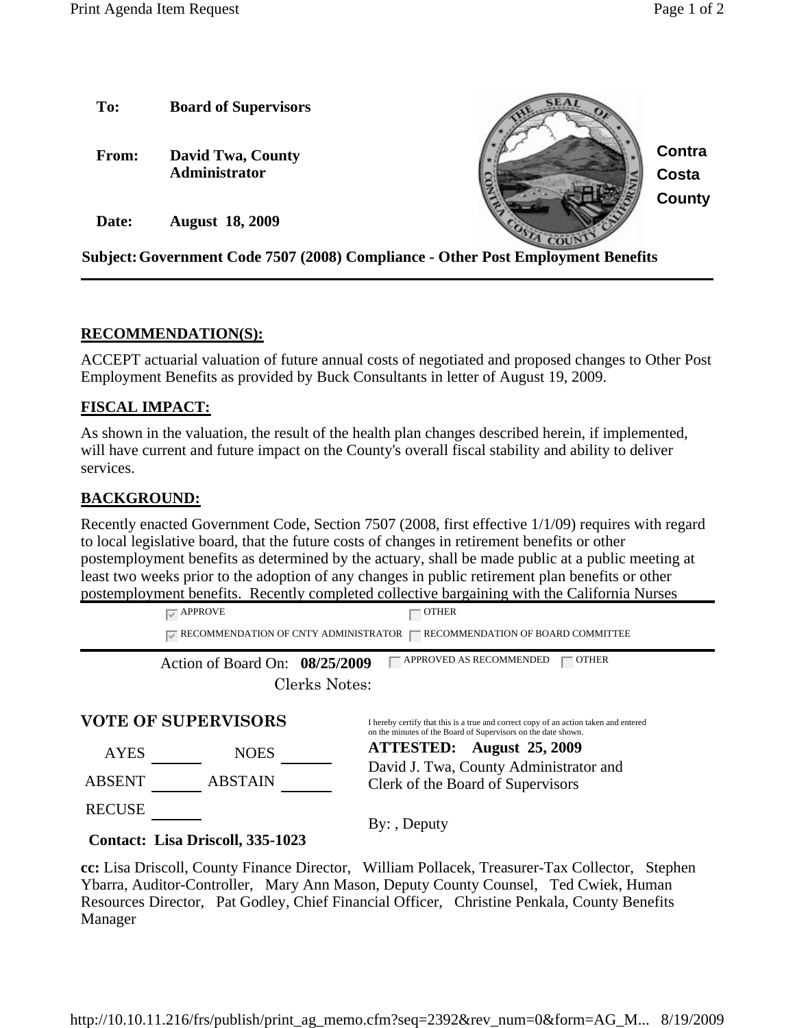**To:** **Board of Supervisors**

**From:** **David Twa, County Administrator**

**Date:** **August 18, 2009**

**Contra Costa County**

**Subject: Government Code 7507 (2008) Compliance - Other Post Employment Benefits**

---

## RECOMMENDATION(S):

ACCEPT actuarial valuation of future annual costs of negotiated and proposed changes to Other Post Employment Benefits as provided by Buck Consultants in letter of August 19, 2009.

## FISCAL IMPACT:

As shown in the valuation, the result of the health plan changes described herein, if implemented, will have current and future impact on the County's overall fiscal stability and ability to deliver services.

## BACKGROUND:

Recently enacted Government Code, Section 7507 (2008, first effective 1/1/09) requires with regard to local legislative board, that the future costs of changes in retirement benefits or other postemployment benefits as determined by the actuary, shall be made public at a public meeting at least two weeks prior to the adoption of any changes in public retirement plan benefits or other postemployment benefits. Recently completed collective bargaining with the California Nurses

---

☑ APPROVE ☐ OTHER

☑ RECOMMENDATION OF CNTY ADMINISTRATOR ☐ RECOMMENDATION OF BOARD COMMITTEE

---

Action of Board On: **08/25/2009** ☐ APPROVED AS RECOMMENDED ☐ OTHER

Clerks Notes:

### VOTE OF SUPERVISORS

AYES \_\_\_\_\_\_ NOES \_\_\_\_\_\_

ABSENT \_\_\_\_\_\_ ABSTAIN \_\_\_\_\_\_

RECUSE \_\_\_\_\_\_

I hereby certify that this is a true and correct copy of an action taken and entered on the minutes of the Board of Supervisors on the date shown.

**ATTESTED: August 25, 2009**

David J. Twa, County Administrator and Clerk of the Board of Supervisors

By: , Deputy

**Contact: Lisa Driscoll, 335-1023**

**cc:** Lisa Driscoll, County Finance Director, William Pollacek, Treasurer-Tax Collector, Stephen Ybarra, Auditor-Controller, Mary Ann Mason, Deputy County Counsel, Ted Cwiek, Human Resources Director, Pat Godley, Chief Financial Officer, Christine Penkala, County Benefits Manager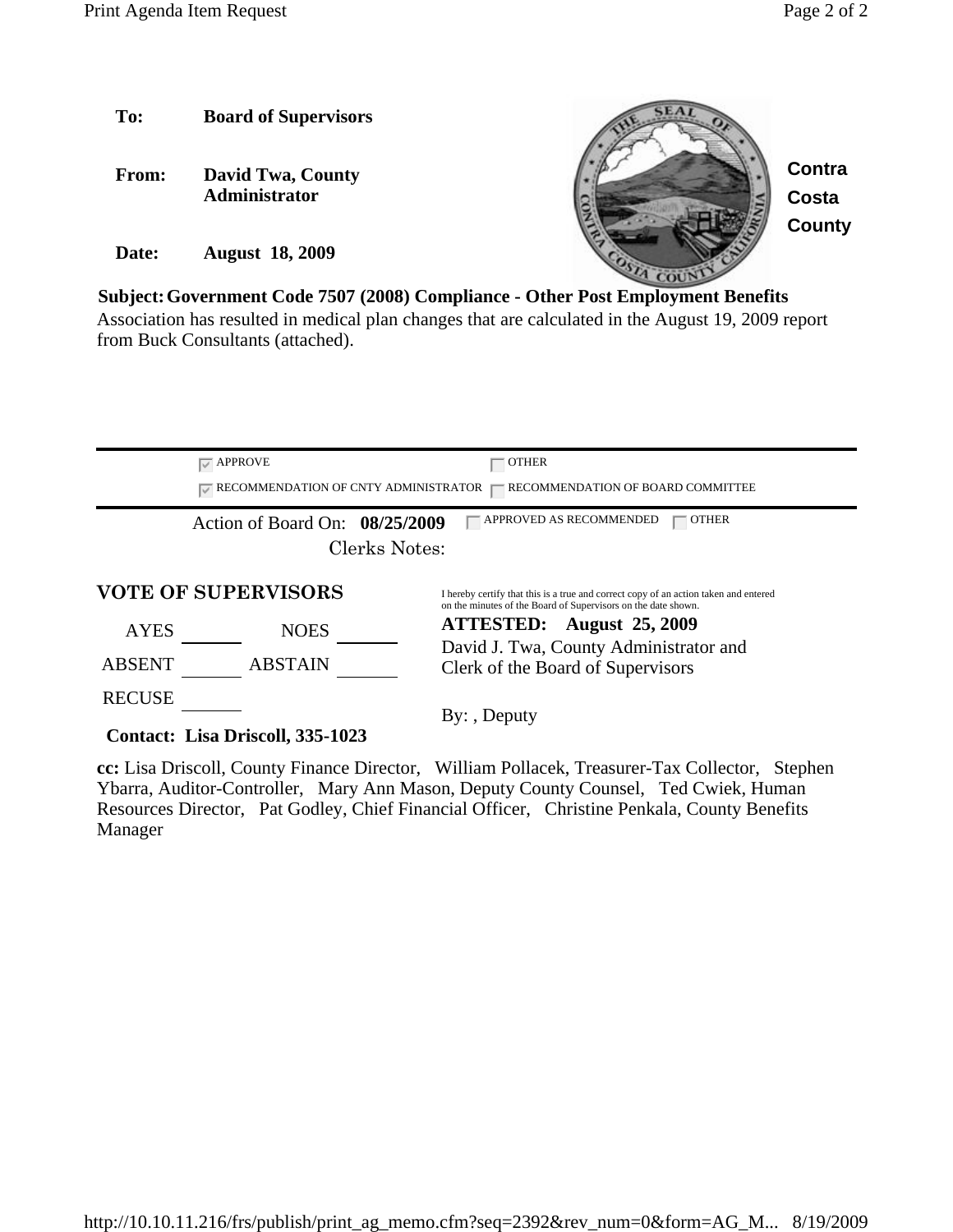**To:** Board of Supervisors

**From:** David Twa, County Administrator

**Date:** August 18, 2009

Contra Costa County

**Subject: Government Code 7507 (2008) Compliance - Other Post Employment Benefits**

Association has resulted in medical plan changes that are calculated in the August 19, 2009 report from Buck Consultants (attached).

☑ APPROVE ☐ OTHER

☑ RECOMMENDATION OF CNTY ADMINISTRATOR ☐ RECOMMENDATION OF BOARD COMMITTEE

Action of Board On: **08/25/2009** ☐ APPROVED AS RECOMMENDED ☐ OTHER

Clerks Notes:

**VOTE OF SUPERVISORS**

AYES ______ NOES ______

ABSENT ______ ABSTAIN ______

RECUSE ______

I hereby certify that this is a true and correct copy of an action taken and entered on the minutes of the Board of Supervisors on the date shown.

**ATTESTED: August 25, 2009**

David J. Twa, County Administrator and Clerk of the Board of Supervisors

By: , Deputy

**Contact: Lisa Driscoll, 335-1023**

**cc:** Lisa Driscoll, County Finance Director, William Pollacek, Treasurer-Tax Collector, Stephen Ybarra, Auditor-Controller, Mary Ann Mason, Deputy County Counsel, Ted Cwiek, Human Resources Director, Pat Godley, Chief Financial Officer, Christine Penkala, County Benefits Manager